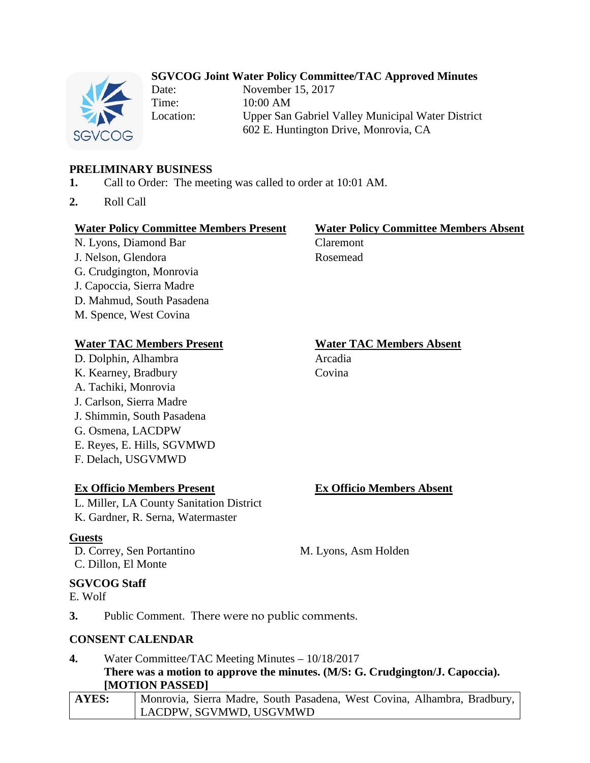## SGVCOG Joint Water Policy Committee/TAC Approved Minutes

Date: November 15, 2017
Time: 10:00 AM
Location: Upper San Gabriel Valley Municipal Water District
602 E. Huntington Drive, Monrovia, CA

### PRELIMINARY BUSINESS

1. Call to Order: The meeting was called to order at 10:01 AM.
2. Roll Call

**Water Policy Committee Members Present**
N. Lyons, Diamond Bar
J. Nelson, Glendora
G. Crudgington, Monrovia
J. Capoccia, Sierra Madre
D. Mahmud, South Pasadena
M. Spence, West Covina

**Water Policy Committee Members Absent**
Claremont
Rosemead

**Water TAC Members Present**
D. Dolphin, Alhambra
K. Kearney, Bradbury
A. Tachiki, Monrovia
J. Carlson, Sierra Madre
J. Shimmin, South Pasadena
G. Osmena, LACDPW
E. Reyes, E. Hills, SGVMWD
F. Delach, USGVMWD

**Water TAC Members Absent**
Arcadia
Covina

**Ex Officio Members Present**
L. Miller, LA County Sanitation District
K. Gardner, R. Serna, Watermaster

**Ex Officio Members Absent**

**Guests**
D. Correy, Sen Portantino
C. Dillon, El Monte
M. Lyons, Asm Holden

**SGVCOG Staff**
E. Wolf

3. Public Comment. There were no public comments.

### CONSENT CALENDAR

4. Water Committee/TAC Meeting Minutes – 10/18/2017
**There was a motion to approve the minutes. (M/S: G. Crudgington/J. Capoccia). [MOTION PASSED]**

| | |
|---|---|
| **AYES:** | Monrovia, Sierra Madre, South Pasadena, West Covina, Alhambra, Bradbury, LACDPW, SGVMWD, USGVMWD |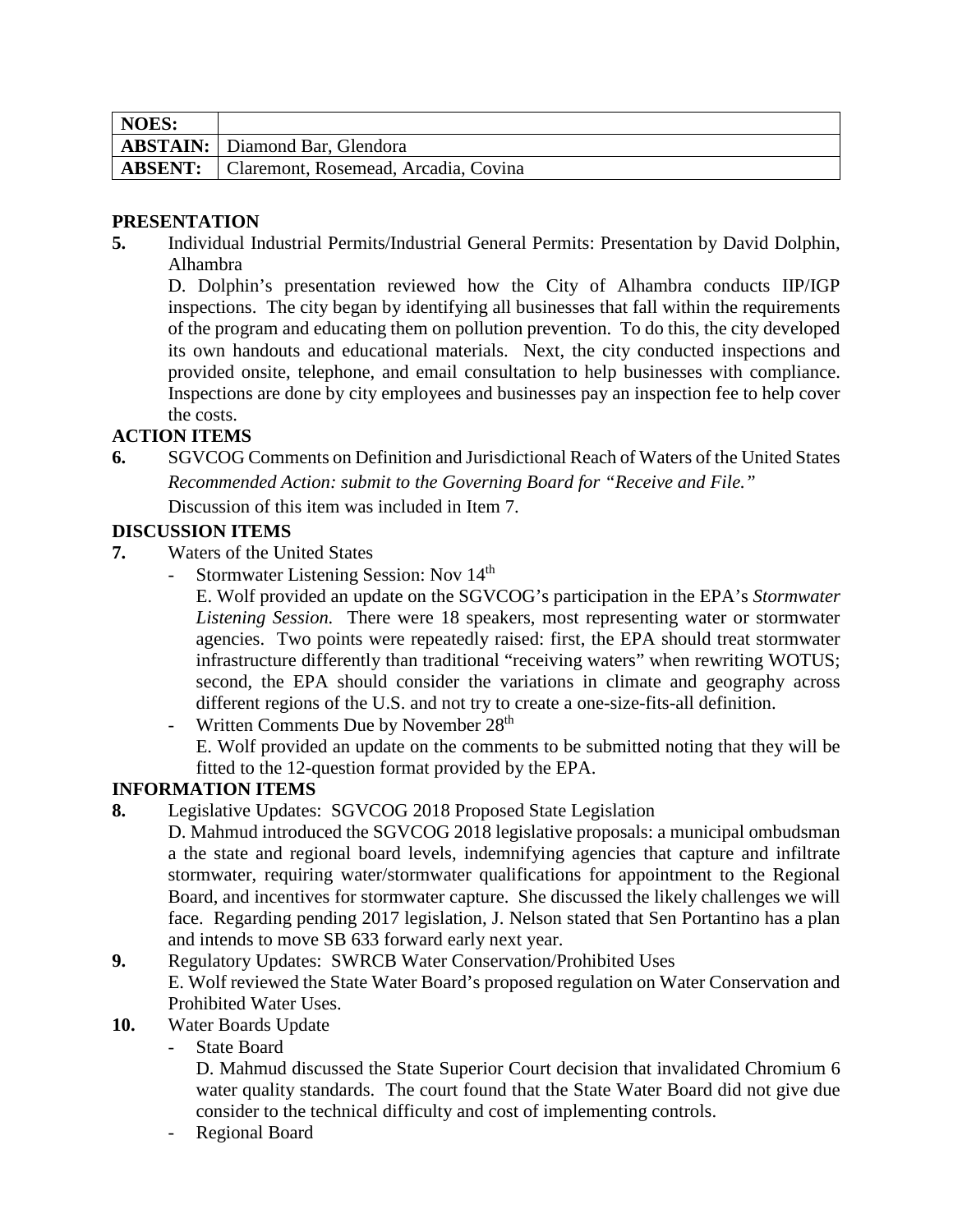| NOES: | |
|---|---|
| **ABSTAIN:** | Diamond Bar, Glendora |
| **ABSENT:** | Claremont, Rosemead, Arcadia, Covina |

**PRESENTATION**

**5.** Individual Industrial Permits/Industrial General Permits: Presentation by David Dolphin, Alhambra

D. Dolphin's presentation reviewed how the City of Alhambra conducts IIP/IGP inspections. The city began by identifying all businesses that fall within the requirements of the program and educating them on pollution prevention. To do this, the city developed its own handouts and educational materials. Next, the city conducted inspections and provided onsite, telephone, and email consultation to help businesses with compliance. Inspections are done by city employees and businesses pay an inspection fee to help cover the costs.

**ACTION ITEMS**

**6.** SGVCOG Comments on Definition and Jurisdictional Reach of Waters of the United States

*Recommended Action: submit to the Governing Board for "Receive and File."*

Discussion of this item was included in Item 7.

**DISCUSSION ITEMS**

**7.** Waters of the United States

- Stormwater Listening Session: Nov 14th

  E. Wolf provided an update on the SGVCOG's participation in the EPA's *Stormwater Listening Session.* There were 18 speakers, most representing water or stormwater agencies. Two points were repeatedly raised: first, the EPA should treat stormwater infrastructure differently than traditional "receiving waters" when rewriting WOTUS; second, the EPA should consider the variations in climate and geography across different regions of the U.S. and not try to create a one-size-fits-all definition.

- Written Comments Due by November 28th

  E. Wolf provided an update on the comments to be submitted noting that they will be fitted to the 12-question format provided by the EPA.

**INFORMATION ITEMS**

**8.** Legislative Updates: SGVCOG 2018 Proposed State Legislation

D. Mahmud introduced the SGVCOG 2018 legislative proposals: a municipal ombudsman a the state and regional board levels, indemnifying agencies that capture and infiltrate stormwater, requiring water/stormwater qualifications for appointment to the Regional Board, and incentives for stormwater capture. She discussed the likely challenges we will face. Regarding pending 2017 legislation, J. Nelson stated that Sen Portantino has a plan and intends to move SB 633 forward early next year.

**9.** Regulatory Updates: SWRCB Water Conservation/Prohibited Uses

E. Wolf reviewed the State Water Board's proposed regulation on Water Conservation and Prohibited Water Uses.

**10.** Water Boards Update

- State Board

  D. Mahmud discussed the State Superior Court decision that invalidated Chromium 6 water quality standards. The court found that the State Water Board did not give due consider to the technical difficulty and cost of implementing controls.

- Regional Board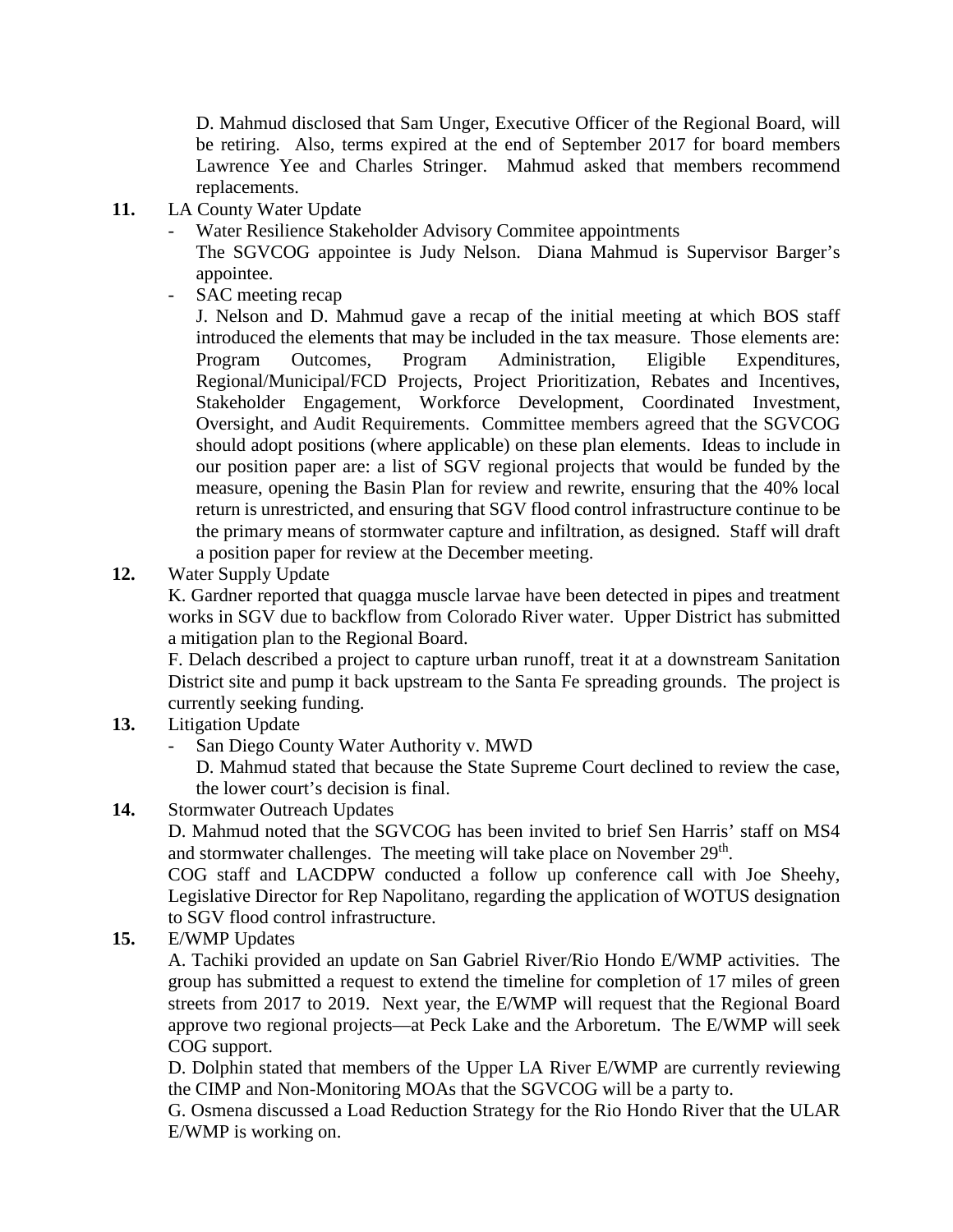D. Mahmud disclosed that Sam Unger, Executive Officer of the Regional Board, will be retiring. Also, terms expired at the end of September 2017 for board members Lawrence Yee and Charles Stringer. Mahmud asked that members recommend replacements.

**11.** LA County Water Update

- Water Resilience Stakeholder Advisory Commitee appointments

  The SGVCOG appointee is Judy Nelson. Diana Mahmud is Supervisor Barger's appointee.

- SAC meeting recap

  J. Nelson and D. Mahmud gave a recap of the initial meeting at which BOS staff introduced the elements that may be included in the tax measure. Those elements are: Program Outcomes, Program Administration, Eligible Expenditures, Regional/Municipal/FCD Projects, Project Prioritization, Rebates and Incentives, Stakeholder Engagement, Workforce Development, Coordinated Investment, Oversight, and Audit Requirements. Committee members agreed that the SGVCOG should adopt positions (where applicable) on these plan elements. Ideas to include in our position paper are: a list of SGV regional projects that would be funded by the measure, opening the Basin Plan for review and rewrite, ensuring that the 40% local return is unrestricted, and ensuring that SGV flood control infrastructure continue to be the primary means of stormwater capture and infiltration, as designed. Staff will draft a position paper for review at the December meeting.

**12.** Water Supply Update

K. Gardner reported that quagga muscle larvae have been detected in pipes and treatment works in SGV due to backflow from Colorado River water. Upper District has submitted a mitigation plan to the Regional Board.

F. Delach described a project to capture urban runoff, treat it at a downstream Sanitation District site and pump it back upstream to the Santa Fe spreading grounds. The project is currently seeking funding.

**13.** Litigation Update

- San Diego County Water Authority v. MWD

  D. Mahmud stated that because the State Supreme Court declined to review the case, the lower court's decision is final.

**14.** Stormwater Outreach Updates

D. Mahmud noted that the SGVCOG has been invited to brief Sen Harris' staff on MS4 and stormwater challenges. The meeting will take place on November 29th.

COG staff and LACDPW conducted a follow up conference call with Joe Sheehy, Legislative Director for Rep Napolitano, regarding the application of WOTUS designation to SGV flood control infrastructure.

**15.** E/WMP Updates

A. Tachiki provided an update on San Gabriel River/Rio Hondo E/WMP activities. The group has submitted a request to extend the timeline for completion of 17 miles of green streets from 2017 to 2019. Next year, the E/WMP will request that the Regional Board approve two regional projects—at Peck Lake and the Arboretum. The E/WMP will seek COG support.

D. Dolphin stated that members of the Upper LA River E/WMP are currently reviewing the CIMP and Non-Monitoring MOAs that the SGVCOG will be a party to.

G. Osmena discussed a Load Reduction Strategy for the Rio Hondo River that the ULAR E/WMP is working on.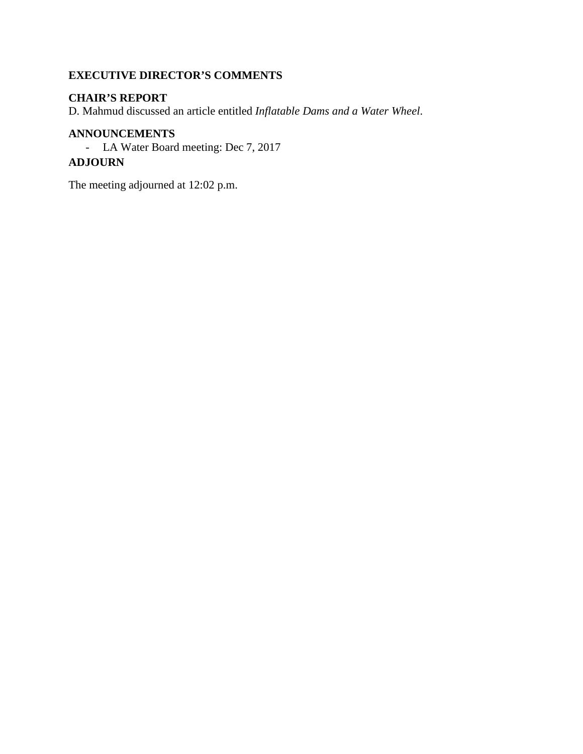**EXECUTIVE DIRECTOR'S COMMENTS**

**CHAIR'S REPORT**
D. Mahmud discussed an article entitled *Inflatable Dams and a Water Wheel*.

**ANNOUNCEMENTS**

- LA Water Board meeting: Dec 7, 2017

**ADJOURN**

The meeting adjourned at 12:02 p.m.